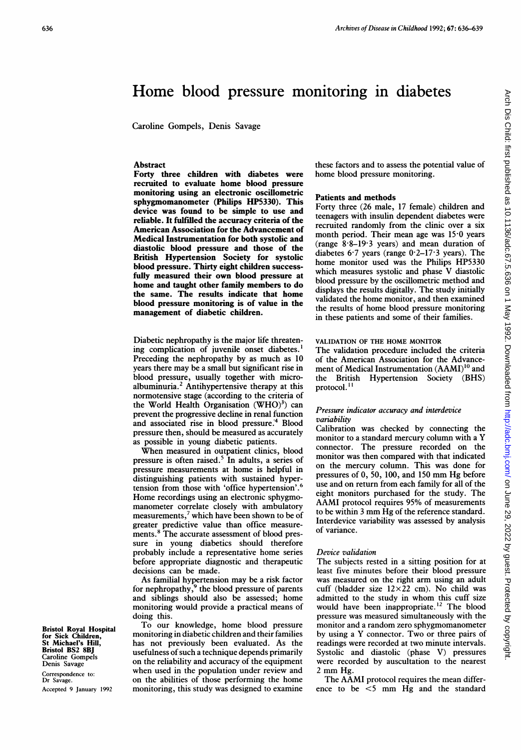# Home blood pressure monitoring in diabetes

Caroline Gompels, Denis Savage

## Abstract

**Forty three children with diabetes were recruited to evaluate home blood pressure monitoring using an electronic oscillometric sphygmomanometer (Philips HP5330). This device was found to be simple to use and reliable. It fulfilled the accuracy criteria of the American Association for the Advancement of Medical Instrumentation for both systolic and diastolic blood pressure and those of the British Hypertension Society for systolic blood pressure. Thirty eight children successfully measured their own blood pressure at home and taught other family members to do the same. The results indicate that home blood pressure monitoring is of value in the management of diabetic children.**

Diabetic nephropathy is the major life threatening complication of juvenile onset diabetes.[1] Preceding the nephropathy by as much as 10 years there may be a small but significant rise in blood pressure, usually together with microalbuminuria.[2] Antihypertensive therapy at this normotensive stage (according to the criteria of the World Health Organisation (WHO)[3]) can prevent the progressive decline in renal function and associated rise in blood pressure.[4] Blood pressure then, should be measured as accurately as possible in young diabetic patients.

When measured in outpatient clinics, blood pressure is often raised.[5] In adults, a series of pressure measurements at home is helpful in distinguishing patients with sustained hypertension from those with 'office hypertension'.[6] Home recordings using an electronic sphygmomanometer correlate closely with ambulatory measurements,[7] which have been shown to be of greater predictive value than office measurements.[8] The accurate assessment of blood pressure in young diabetics should therefore probably include a representative home series before appropriate diagnostic and therapeutic decisions can be made.

As familial hypertension may be a risk factor for nephropathy,[9] the blood pressure of parents and siblings should also be assessed; home monitoring would provide a practical means of doing this.

To our knowledge, home blood pressure monitoring in diabetic children and their families has not previously been evaluated. As the usefulness of such a technique depends primarily on the reliability and accuracy of the equipment when used in the population under review and on the abilities of those performing the home monitoring, this study was designed to examine these factors and to assess the potential value of home blood pressure monitoring.

Bristol Royal Hospital for Sick Children, St Michael's Hill, Bristol BS2 8BJ
Caroline Gompels
Denis Savage

Correspondence to: Dr Savage.

Accepted 9 January 1992

## Patients and methods

Forty three (26 male, 17 female) children and teenagers with insulin dependent diabetes were recruited randomly from the clinic over a six month period. Their mean age was 15·0 years (range 8·8–19·3 years) and mean duration of diabetes 6·7 years (range 0·2–17·3 years). The home monitor used was the Philips HP5330 which measures systolic and phase V diastolic blood pressure by the oscillometric method and displays the results digitally. The study initially validated the home monitor, and then examined the results of home blood pressure monitoring in these patients and some of their families.

### VALIDATION OF THE HOME MONITOR

The validation procedure included the criteria of the American Association for the Advancement of Medical Instrumentation (AAMI)[10] and the British Hypertension Society (BHS) protocol.[11]

#### *Pressure indicator accuracy and interdevice variability*

Calibration was checked by connecting the monitor to a standard mercury column with a Y connector. The pressure recorded on the monitor was then compared with that indicated on the mercury column. This was done for pressures of 0, 50, 100, and 150 mm Hg before use and on return from each family for all of the eight monitors purchased for the study. The AAMI protocol requires 95% of measurements to be within 3 mm Hg of the reference standard. Interdevice variability was assessed by analysis of variance.

#### *Device validation*

The subjects rested in a sitting position for at least five minutes before their blood pressure was measured on the right arm using an adult cuff (bladder size 12×22 cm). No child was admitted to the study in whom this cuff size would have been inappropriate.[12] The blood pressure was measured simultaneously with the monitor and a random zero sphygmomanometer by using a Y connector. Two or three pairs of readings were recorded at two minute intervals. Systolic and diastolic (phase V) pressures were recorded by auscultation to the nearest 2 mm Hg.

The AAMI protocol requires the mean difference to be <5 mm Hg and the standard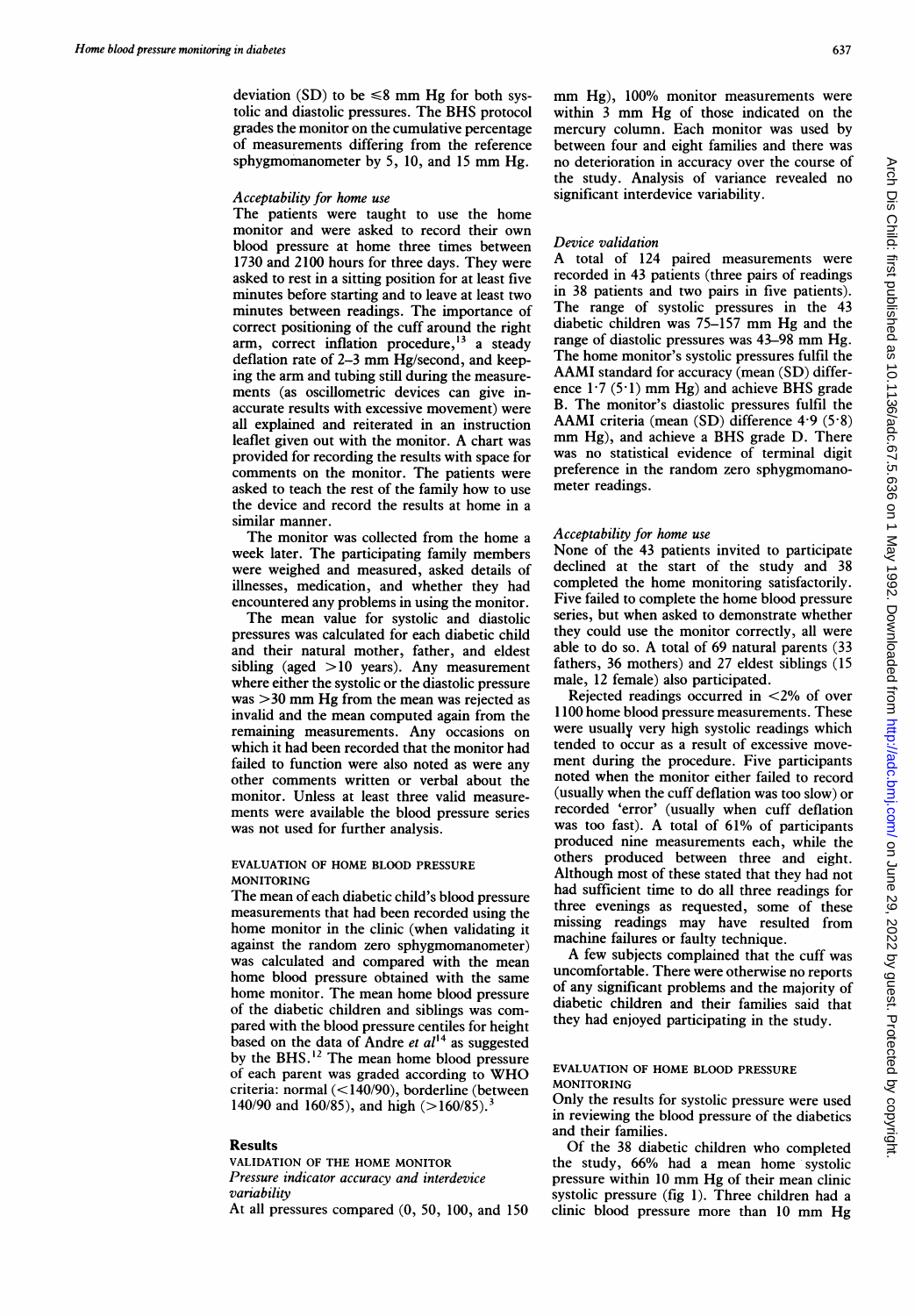deviation (SD) to be ≤8 mm Hg for both systolic and diastolic pressures. The BHS protocol grades the monitor on the cumulative percentage of measurements differing from the reference sphygmomanometer by 5, 10, and 15 mm Hg.

*Acceptability for home use*

The patients were taught to use the home monitor and were asked to record their own blood pressure at home three times between 1730 and 2100 hours for three days. They were asked to rest in a sitting position for at least five minutes before starting and to leave at least two minutes between readings. The importance of correct positioning of the cuff around the right arm, correct inflation procedure,[13] a steady deflation rate of 2–3 mm Hg/second, and keeping the arm and tubing still during the measurements (as oscillometric devices can give inaccurate results with excessive movement) were all explained and reiterated in an instruction leaflet given out with the monitor. A chart was provided for recording the results with space for comments on the monitor. The patients were asked to teach the rest of the family how to use the device and record the results at home in a similar manner.

The monitor was collected from the home a week later. The participating family members were weighed and measured, asked details of illnesses, medication, and whether they had encountered any problems in using the monitor.

The mean value for systolic and diastolic pressures was calculated for each diabetic child and their natural mother, father, and eldest sibling (aged >10 years). Any measurement where either the systolic or the diastolic pressure was >30 mm Hg from the mean was rejected as invalid and the mean computed again from the remaining measurements. Any occasions on which it had been recorded that the monitor had failed to function were also noted as were any other comments written or verbal about the monitor. Unless at least three valid measurements were available the blood pressure series was not used for further analysis.

### EVALUATION OF HOME BLOOD PRESSURE MONITORING

The mean of each diabetic child's blood pressure measurements that had been recorded using the home monitor in the clinic (when validating it against the random zero sphygmomanometer) was calculated and compared with the mean home blood pressure obtained with the same home monitor. The mean home blood pressure of the diabetic children and siblings was compared with the blood pressure centiles for height based on the data of Andre *et al*[14] as suggested by the BHS.[12] The mean home blood pressure of each parent was graded according to WHO criteria: normal (<140/90), borderline (between 140/90 and 160/85), and high (>160/85).[3]

## Results

### VALIDATION OF THE HOME MONITOR

*Pressure indicator accuracy and interdevice variability*

At all pressures compared (0, 50, 100, and 150 mm Hg), 100% monitor measurements were within 3 mm Hg of those indicated on the mercury column. Each monitor was used by between four and eight families and there was no deterioration in accuracy over the course of the study. Analysis of variance revealed no significant interdevice variability.

*Device validation*

A total of 124 paired measurements were recorded in 43 patients (three pairs of readings in 38 patients and two pairs in five patients). The range of systolic pressures in the 43 diabetic children was 75–157 mm Hg and the range of diastolic pressures was 43–98 mm Hg. The home monitor's systolic pressures fulfil the AAMI standard for accuracy (mean (SD) difference 1·7 (5·1) mm Hg) and achieve BHS grade B. The monitor's diastolic pressures fulfil the AAMI criteria (mean (SD) difference 4·9 (5·8) mm Hg), and achieve a BHS grade D. There was no statistical evidence of terminal digit preference in the random zero sphygmomanometer readings.

*Acceptability for home use*

None of the 43 patients invited to participate declined at the start of the study and 38 completed the home monitoring satisfactorily. Five failed to complete the home blood pressure series, but when asked to demonstrate whether they could use the monitor correctly, all were able to do so. A total of 69 natural parents (33 fathers, 36 mothers) and 27 eldest siblings (15 male, 12 female) also participated.

Rejected readings occurred in <2% of over 1100 home blood pressure measurements. These were usually very high systolic readings which tended to occur as a result of excessive movement during the procedure. Five participants noted when the monitor either failed to record (usually when the cuff deflation was too slow) or recorded 'error' (usually when cuff deflation was too fast). A total of 61% of participants produced nine measurements each, while the others produced between three and eight. Although most of these stated that they had not had sufficient time to do all three readings for three evenings as requested, some of these missing readings may have resulted from machine failures or faulty technique.

A few subjects complained that the cuff was uncomfortable. There were otherwise no reports of any significant problems and the majority of diabetic children and their families said that they had enjoyed participating in the study.

### EVALUATION OF HOME BLOOD PRESSURE MONITORING

Only the results for systolic pressure were used in reviewing the blood pressure of the diabetics and their families.

Of the 38 diabetic children who completed the study, 66% had a mean home systolic pressure within 10 mm Hg of their mean clinic systolic pressure (fig 1). Three children had a clinic blood pressure more than 10 mm Hg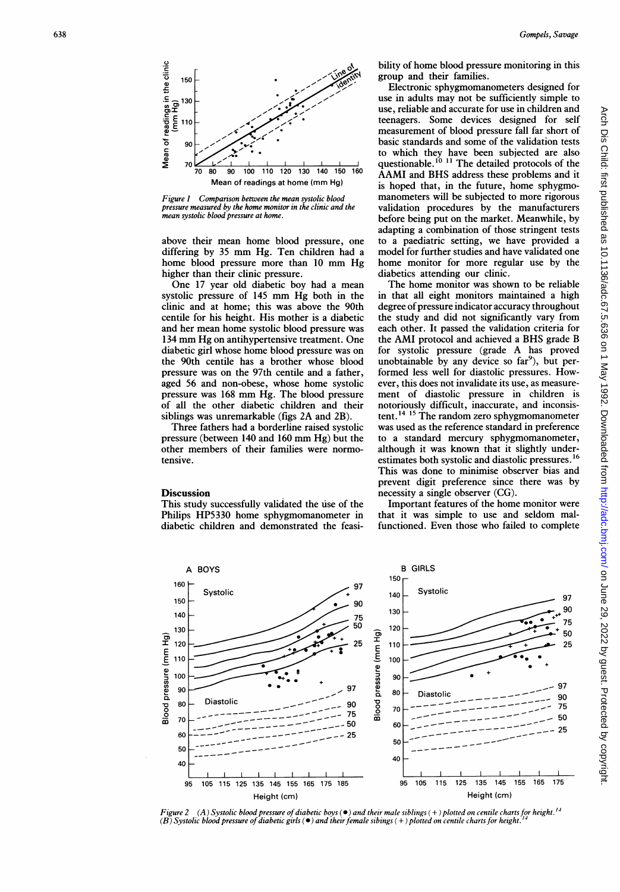Figure 1 Comparison between the mean systolic blood pressure measured by the home monitor in the clinic and the mean systolic blood pressure at home.

above their mean home blood pressure, one differing by 35 mm Hg. Ten children had a home blood pressure more than 10 mm Hg higher than their clinic pressure.

One 17 year old diabetic boy had a mean systolic pressure of 145 mm Hg both in the clinic and at home; this was above the 90th centile for his height. His mother is a diabetic and her mean home systolic blood pressure was 134 mm Hg on antihypertensive treatment. One diabetic girl whose home blood pressure was on the 90th centile has a brother whose blood pressure was on the 97th centile and a father, aged 56 and non-obese, whose home systolic pressure was 168 mm Hg. The blood pressure of all the other diabetic children and their siblings was unremarkable (figs 2A and 2B).

Three fathers had a borderline raised systolic pressure (between 140 and 160 mm Hg) but the other members of their families were normotensive.

## Discussion

This study successfully validated the use of the Philips HP5330 home sphygmomanometer in diabetic children and demonstrated the feasibility of home blood pressure monitoring in this group and their families.

Electronic sphygmomanometers designed for use in adults may not be sufficiently simple to use, reliable and accurate for use in children and teenagers. Some devices designed for self measurement of blood pressure fall far short of basic standards and some of the validation tests to which they have been subjected are also questionable.[10 11] The detailed protocols of the AAMI and BHS address these problems and it is hoped that, in the future, home sphygmomanometers will be subjected to more rigorous validation procedures by the manufacturers before being put on the market. Meanwhile, by adapting a combination of those stringent tests to a paediatric setting, we have provided a model for further studies and have validated one home monitor for more regular use by the diabetics attending our clinic.

The home monitor was shown to be reliable in that all eight monitors maintained a high degree of pressure indicator accuracy throughout the study and did not significantly vary from each other. It passed the validation criteria for the AMI protocol and achieved a BHS grade B for systolic pressure (grade A has proved unobtainable by any device so far[9]), but performed less well for diastolic pressures. However, this does not invalidate its use, as measurement of diastolic pressure in children is notoriously difficult, inaccurate, and inconsistent.[14 15] The random zero sphygmomanometer was used as the reference standard in preference to a standard mercury sphygmomanometer, although it was known that it slightly underestimates both systolic and diastolic pressures.[16] This was done to minimise observer bias and prevent digit preference since there was by necessity a single observer (CG).

Important features of the home monitor were that it was simple to use and seldom malfunctioned. Even those who failed to complete

Figure 2 (A) Systolic blood pressure of diabetic boys (●) and their male siblings (+) plotted on centile charts for height.[14] (B) Systolic blood pressure of diabetic girls (●) and their female sibings (+) plotted on centile charts for height.[14]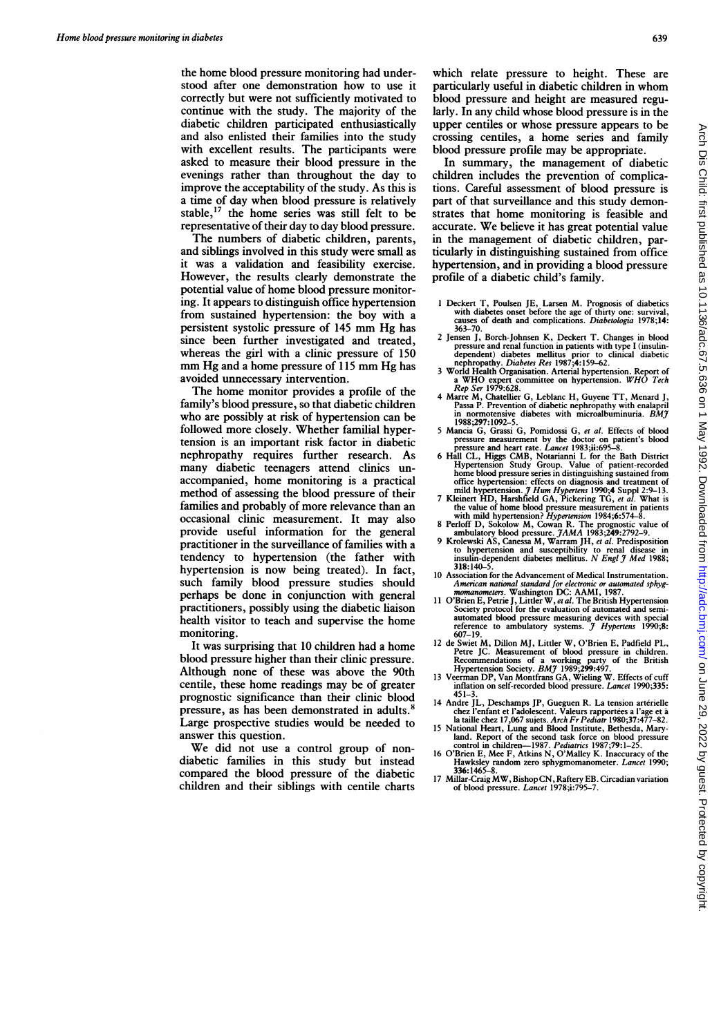the home blood pressure monitoring had understood after one demonstration how to use it correctly but were not sufficiently motivated to continue with the study. The majority of the diabetic children participated enthusiastically and also enlisted their families into the study with excellent results. The participants were asked to measure their blood pressure in the evenings rather than throughout the day to improve the acceptability of the study. As this is a time of day when blood pressure is relatively stable,[17] the home series was still felt to be representative of their day to day blood pressure.

The numbers of diabetic children, parents, and siblings involved in this study were small as it was a validation and feasibility exercise. However, the results clearly demonstrate the potential value of home blood pressure monitoring. It appears to distinguish office hypertension from sustained hypertension: the boy with a persistent systolic pressure of 145 mm Hg has since been further investigated and treated, whereas the girl with a clinic pressure of 150 mm Hg and a home pressure of 115 mm Hg has avoided unnecessary intervention.

The home monitor provides a profile of the family's blood pressure, so that diabetic children who are possibly at risk of hypertension can be followed more closely. Whether familial hypertension is an important risk factor in diabetic nephropathy requires further research. As many diabetic teenagers attend clinics unaccompanied, home monitoring is a practical method of assessing the blood pressure of their families and probably of more relevance than an occasional clinic measurement. It may also provide useful information for the general practitioner in the surveillance of families with a tendency to hypertension (the father with hypertension is now being treated). In fact, such family blood pressure studies should perhaps be done in conjunction with general practitioners, possibly using the diabetic liaison health visitor to teach and supervise the home monitoring.

It was surprising that 10 children had a home blood pressure higher than their clinic pressure. Although none of these was above the 90th centile, these home readings may be of greater prognostic significance than their clinic blood pressure, as has been demonstrated in adults.[8] Large prospective studies would be needed to answer this question.

We did not use a control group of nondiabetic families in this study but instead compared the blood pressure of the diabetic children and their siblings with centile charts which relate pressure to height. These are particularly useful in diabetic children in whom blood pressure and height are measured regularly. In any child whose blood pressure is in the upper centiles or whose pressure appears to be crossing centiles, a home series and family blood pressure profile may be appropriate.

In summary, the management of diabetic children includes the prevention of complications. Careful assessment of blood pressure is part of that surveillance and this study demonstrates that home monitoring is feasible and accurate. We believe it has great potential value in the management of diabetic children, particularly in distinguishing sustained from office hypertension, and in providing a blood pressure profile of a diabetic child's family.

1. Deckert T, Poulsen JE, Larsen M. Prognosis of diabetics with diabetes onset before the age of thirty one: survival, causes of death and complications. *Diabetologia* 1978;**14**: 363–70.
2. Jensen J, Borch-Johnsen K, Deckert T. Changes in blood pressure and renal function in patients with type I (insulin-dependent) diabetes mellitus prior to clinical diabetic nephropathy. *Diabetes Res* 1987;**4**:159–62.
3. World Health Organisation. Arterial hypertension. Report of a WHO expert committee on hypertension. *WHO Tech Rep Ser* 1979:628.
4. Marre M, Chatellier G, Leblanc H, Guyene TT, Menard J, Passa P. Prevention of diabetic nephropathy with enalapril in normotensive diabetes with microalbuminuria. *BMJ* 1988;**297**:1092–5.
5. Mancia G, Grassi G, Pomidossi G, *et al*. Effects of blood pressure measurement by the doctor on patient's blood pressure and heart rate. *Lancet* 1983;**ii**:695–8.
6. Hall CL, Higgs CMB, Notarianni L for the Bath District Hypertension Study Group. Value of patient-recorded home blood pressure series in distinguishing sustained from office hypertension: effects on diagnosis and treatment of mild hypertension. *J Hum Hypertens* 1990;**4** Suppl 2:9–13.
7. Kleinert HD, Harshfield GA, Pickering TG, *et al*. What is the value of home blood pressure measurement in patients with mild hypertension? *Hypertension* 1984;**6**:574–8.
8. Perloff D, Sokolow M, Cowan R. The prognostic value of ambulatory blood pressure. *JAMA* 1983;**249**:2792–9.
9. Krolewski AS, Canessa M, Warram JH, *et al*. Predisposition to hypertension and susceptibility to renal disease in insulin-dependent diabetes mellitus. *N Engl J Med* 1988; **318**:140–5.
10. Association for the Advancement of Medical Instrumentation. *American national standard for electronic or automated sphygmomanometers*. Washington DC: AAMI, 1987.
11. O'Brien E, Petrie J, Littler W, *et al*. The British Hypertension Society protocol for the evaluation of automated and semi-automated blood pressure measuring devices with special reference to ambulatory systems. *J Hypertens* 1990;**8**: 607–19.
12. de Swiet M, Dillon MJ, Littler W, O'Brien E, Padfield PL, Petre JC. Measurement of blood pressure in children. Recommendations of a working party of the British Hypertension Society. *BMJ* 1989;**299**:497.
13. Veerman DP, Van Montfrans GA, Wieling W. Effects of cuff inflation on self-recorded blood pressure. *Lancet* 1990;**335**: 451–3.
14. Andre JL, Deschamps JP, Gueguen R. La tension artérielle chez l'enfant et l'adolescent. Valeurs rapportées a l'age et à la taille chez 17,067 sujets. *Arch Fr Pediatr* 1980;**37**:477–82.
15. National Heart, Lung and Blood Institute, Bethesda, Maryland. Report of the second task force on blood pressure control in children—1987. *Pediatrics* 1987;**79**:1–25.
16. O'Brien E, Mee F, Atkins N, O'Malley K. Inaccuracy of the Hawksley random zero sphygmomanometer. *Lancet* 1990; **336**:1465–8.
17. Millar-Craig MW, Bishop CN, Raftery EB. Circadian variation of blood pressure. *Lancet* 1978;**i**:795–7.